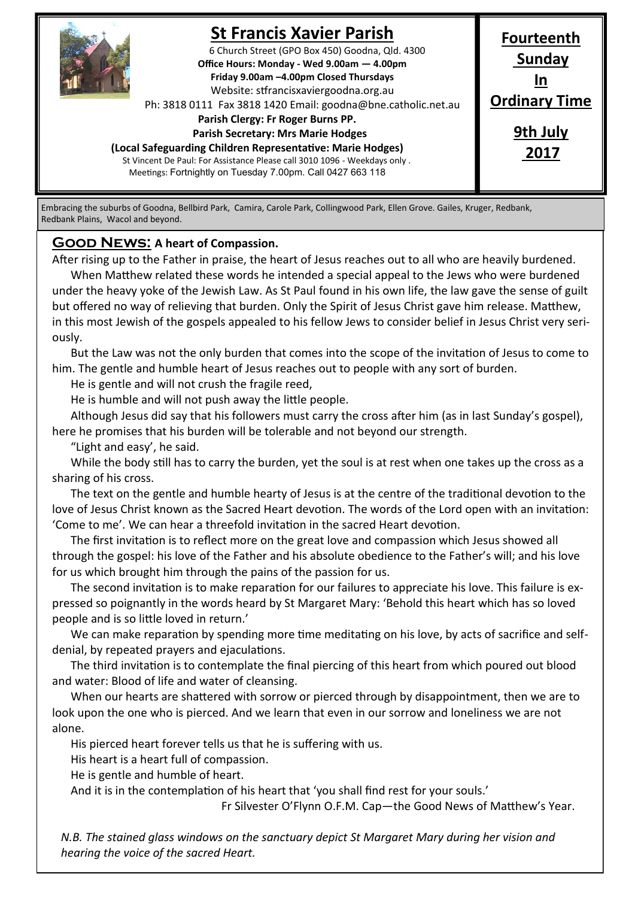# St Francis Xavier Parish

6 Church Street (GPO Box 450) Goodna, Qld. 4300
**Office Hours: Monday - Wed 9.00am — 4.00pm**
**Friday 9.00am –4.00pm Closed Thursdays**
Website: stfrancisxaviergoodna.org.au
Ph: 3818 0111 Fax 3818 1420 Email: goodna@bne.catholic.net.au
**Parish Clergy: Fr Roger Burns PP.**
**Parish Secretary: Mrs Marie Hodges**
**(Local Safeguarding Children Representative: Marie Hodges)**
St Vincent De Paul: For Assistance Please call 3010 1096 - Weekdays only .
Meetings: Fortnightly on Tuesday 7.00pm. Call 0427 663 118

**Fourteenth Sunday In Ordinary Time**

**9th July 2017**

Embracing the suburbs of Goodna, Bellbird Park, Camira, Carole Park, Collingwood Park, Ellen Grove. Gailes, Kruger, Redbank, Redbank Plains, Wacol and beyond.

## Good News: A heart of Compassion.

After rising up to the Father in praise, the heart of Jesus reaches out to all who are heavily burdened.

When Matthew related these words he intended a special appeal to the Jews who were burdened under the heavy yoke of the Jewish Law. As St Paul found in his own life, the law gave the sense of guilt but offered no way of relieving that burden. Only the Spirit of Jesus Christ gave him release. Matthew, in this most Jewish of the gospels appealed to his fellow Jews to consider belief in Jesus Christ very seriously.

But the Law was not the only burden that comes into the scope of the invitation of Jesus to come to him. The gentle and humble heart of Jesus reaches out to people with any sort of burden.

He is gentle and will not crush the fragile reed,

He is humble and will not push away the little people.

Although Jesus did say that his followers must carry the cross after him (as in last Sunday's gospel), here he promises that his burden will be tolerable and not beyond our strength.

"Light and easy', he said.

While the body still has to carry the burden, yet the soul is at rest when one takes up the cross as a sharing of his cross.

The text on the gentle and humble hearty of Jesus is at the centre of the traditional devotion to the love of Jesus Christ known as the Sacred Heart devotion. The words of the Lord open with an invitation: 'Come to me'. We can hear a threefold invitation in the sacred Heart devotion.

The first invitation is to reflect more on the great love and compassion which Jesus showed all through the gospel: his love of the Father and his absolute obedience to the Father's will; and his love for us which brought him through the pains of the passion for us.

The second invitation is to make reparation for our failures to appreciate his love. This failure is expressed so poignantly in the words heard by St Margaret Mary: 'Behold this heart which has so loved people and is so little loved in return.'

We can make reparation by spending more time meditating on his love, by acts of sacrifice and self-denial, by repeated prayers and ejaculations.

The third invitation is to contemplate the final piercing of this heart from which poured out blood and water: Blood of life and water of cleansing.

When our hearts are shattered with sorrow or pierced through by disappointment, then we are to look upon the one who is pierced. And we learn that even in our sorrow and loneliness we are not alone.

His pierced heart forever tells us that he is suffering with us.

His heart is a heart full of compassion.

He is gentle and humble of heart.

And it is in the contemplation of his heart that 'you shall find rest for your souls.'

Fr Silvester O'Flynn O.F.M. Cap—the Good News of Matthew's Year.

*N.B. The stained glass windows on the sanctuary depict St Margaret Mary during her vision and hearing the voice of the sacred Heart.*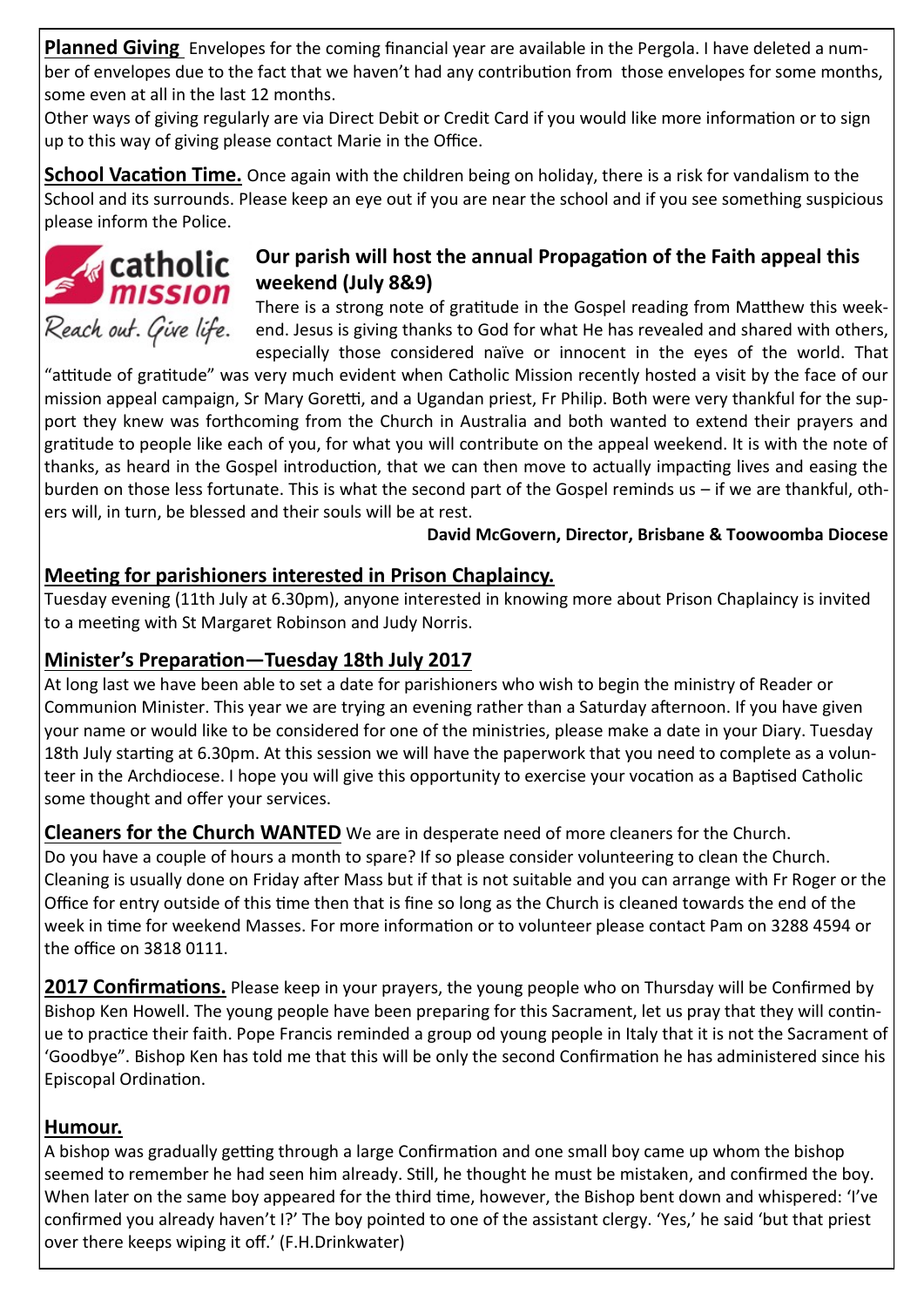**Planned Giving** Envelopes for the coming financial year are available in the Pergola. I have deleted a number of envelopes due to the fact that we haven't had any contribution from those envelopes for some months, some even at all in the last 12 months.

Other ways of giving regularly are via Direct Debit or Credit Card if you would like more information or to sign up to this way of giving please contact Marie in the Office.

**School Vacation Time.** Once again with the children being on holiday, there is a risk for vandalism to the School and its surrounds. Please keep an eye out if you are near the school and if you see something suspicious please inform the Police.

catholic mission

*Reach out. Give life.*

**Our parish will host the annual Propagation of the Faith appeal this weekend (July 8&9)**

There is a strong note of gratitude in the Gospel reading from Matthew this weekend. Jesus is giving thanks to God for what He has revealed and shared with others, especially those considered naïve or innocent in the eyes of the world. That "attitude of gratitude" was very much evident when Catholic Mission recently hosted a visit by the face of our mission appeal campaign, Sr Mary Goretti, and a Ugandan priest, Fr Philip. Both were very thankful for the support they knew was forthcoming from the Church in Australia and both wanted to extend their prayers and gratitude to people like each of you, for what you will contribute on the appeal weekend. It is with the note of thanks, as heard in the Gospel introduction, that we can then move to actually impacting lives and easing the burden on those less fortunate. This is what the second part of the Gospel reminds us – if we are thankful, others will, in turn, be blessed and their souls will be at rest.

**David McGovern, Director, Brisbane & Toowoomba Diocese**

## Meeting for parishioners interested in Prison Chaplaincy.

Tuesday evening (11th July at 6.30pm), anyone interested in knowing more about Prison Chaplaincy is invited to a meeting with St Margaret Robinson and Judy Norris.

## Minister's Preparation—Tuesday 18th July 2017

At long last we have been able to set a date for parishioners who wish to begin the ministry of Reader or Communion Minister. This year we are trying an evening rather than a Saturday afternoon. If you have given your name or would like to be considered for one of the ministries, please make a date in your Diary. Tuesday 18th July starting at 6.30pm. At this session we will have the paperwork that you need to complete as a volunteer in the Archdiocese. I hope you will give this opportunity to exercise your vocation as a Baptised Catholic some thought and offer your services.

**Cleaners for the Church WANTED** We are in desperate need of more cleaners for the Church. Do you have a couple of hours a month to spare? If so please consider volunteering to clean the Church. Cleaning is usually done on Friday after Mass but if that is not suitable and you can arrange with Fr Roger or the Office for entry outside of this time then that is fine so long as the Church is cleaned towards the end of the week in time for weekend Masses. For more information or to volunteer please contact Pam on 3288 4594 or the office on 3818 0111.

**2017 Confirmations.** Please keep in your prayers, the young people who on Thursday will be Confirmed by Bishop Ken Howell. The young people have been preparing for this Sacrament, let us pray that they will continue to practice their faith. Pope Francis reminded a group od young people in Italy that it is not the Sacrament of 'Goodbye". Bishop Ken has told me that this will be only the second Confirmation he has administered since his Episcopal Ordination.

## Humour.

A bishop was gradually getting through a large Confirmation and one small boy came up whom the bishop seemed to remember he had seen him already. Still, he thought he must be mistaken, and confirmed the boy. When later on the same boy appeared for the third time, however, the Bishop bent down and whispered: 'I've confirmed you already haven't I?' The boy pointed to one of the assistant clergy. 'Yes,' he said 'but that priest over there keeps wiping it off.' (F.H.Drinkwater)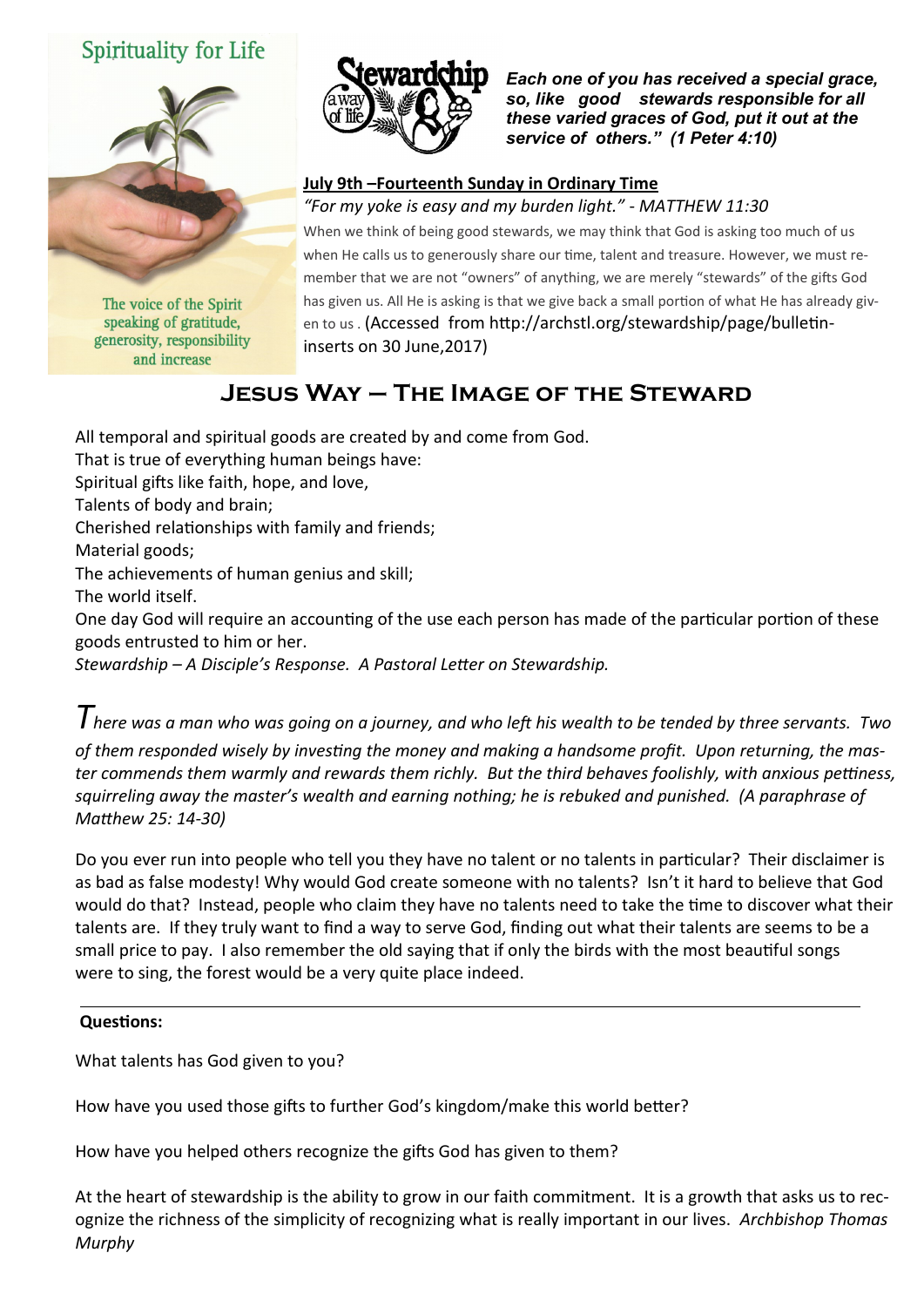Spirituality for Life

The voice of the Spirit speaking of gratitude, generosity, responsibility and increase

Stewardship a way of life

***Each one of you has received a special grace, so, like good stewards responsible for all these varied graces of God, put it out at the service of others." (1 Peter 4:10)***

**July 9th –Fourteenth Sunday in Ordinary Time**

*"For my yoke is easy and my burden light." - MATTHEW 11:30*

When we think of being good stewards, we may think that God is asking too much of us when He calls us to generously share our time, talent and treasure. However, we must remember that we are not "owners" of anything, we are merely "stewards" of the gifts God has given us. All He is asking is that we give back a small portion of what He has already given to us . (Accessed from http://archstl.org/stewardship/page/bulletin-inserts on 30 June,2017)

## Jesus Way – The Image of the Steward

All temporal and spiritual goods are created by and come from God.
That is true of everything human beings have:
Spiritual gifts like faith, hope, and love,
Talents of body and brain;
Cherished relationships with family and friends;
Material goods;
The achievements of human genius and skill;
The world itself.
One day God will require an accounting of the use each person has made of the particular portion of these goods entrusted to him or her.
*Stewardship – A Disciple's Response. A Pastoral Letter on Stewardship.*

*There was a man who was going on a journey, and who left his wealth to be tended by three servants. Two of them responded wisely by investing the money and making a handsome profit. Upon returning, the master commends them warmly and rewards them richly. But the third behaves foolishly, with anxious pettiness, squirreling away the master's wealth and earning nothing; he is rebuked and punished. (A paraphrase of Matthew 25: 14-30)*

Do you ever run into people who tell you they have no talent or no talents in particular? Their disclaimer is as bad as false modesty! Why would God create someone with no talents? Isn't it hard to believe that God would do that? Instead, people who claim they have no talents need to take the time to discover what their talents are. If they truly want to find a way to serve God, finding out what their talents are seems to be a small price to pay. I also remember the old saying that if only the birds with the most beautiful songs were to sing, the forest would be a very quite place indeed.

---

**Questions:**

What talents has God given to you?

How have you used those gifts to further God's kingdom/make this world better?

How have you helped others recognize the gifts God has given to them?

At the heart of stewardship is the ability to grow in our faith commitment. It is a growth that asks us to recognize the richness of the simplicity of recognizing what is really important in our lives. *Archbishop Thomas Murphy*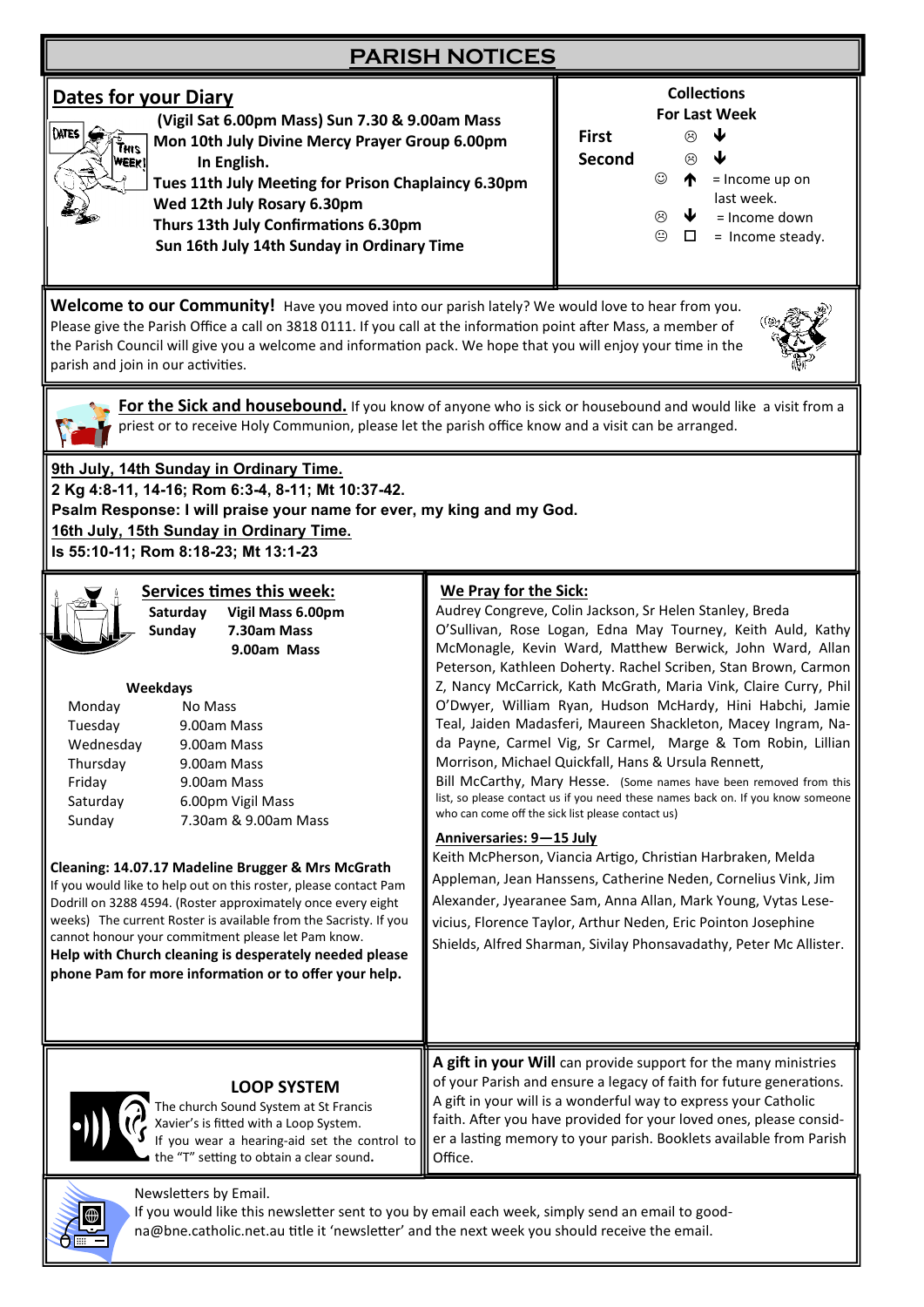# PARISH NOTICES

## Dates for your Diary

**(Vigil Sat 6.00pm Mass) Sun 7.30 & 9.00am Mass**
**Mon 10th July Divine Mercy Prayer Group 6.00pm In English.**
**Tues 11th July Meeting for Prison Chaplaincy 6.30pm**
**Wed 12th July Rosary 6.30pm**
**Thurs 13th July Confirmations 6.30pm**
**Sun 16th July 14th Sunday in Ordinary Time**

**Collections For Last Week**

**First** ☹ ↓
**Second** ☹ ↓

☺ ↑ = Income up on last week.
☹ ↓ = Income down
😐 ☐ = Income steady.

**Welcome to our Community!** Have you moved into our parish lately? We would love to hear from you. Please give the Parish Office a call on 3818 0111. If you call at the information point after Mass, a member of the Parish Council will give you a welcome and information pack. We hope that you will enjoy your time in the parish and join in our activities.

**For the Sick and housebound.** If you know of anyone who is sick or housebound and would like a visit from a priest or to receive Holy Communion, please let the parish office know and a visit can be arranged.

**9th July, 14th Sunday in Ordinary Time.**
**2 Kg 4:8-11, 14-16; Rom 6:3-4, 8-11; Mt 10:37-42.**
**Psalm Response: I will praise your name for ever, my king and my God.**
**16th July, 15th Sunday in Ordinary Time.**
**Is 55:10-11; Rom 8:18-23; Mt 13:1-23**

## Services times this week:

| | |
|---|---|
| **Saturday** | **Vigil Mass 6.00pm** |
| **Sunday** | **7.30am Mass** |
| | **9.00am Mass** |

**Weekdays**

| | |
|---|---|
| Monday | No Mass |
| Tuesday | 9.00am Mass |
| Wednesday | 9.00am Mass |
| Thursday | 9.00am Mass |
| Friday | 9.00am Mass |
| Saturday | 6.00pm Vigil Mass |
| Sunday | 7.30am & 9.00am Mass |

**Cleaning: 14.07.17 Madeline Brugger & Mrs McGrath**
If you would like to help out on this roster, please contact Pam Dodrill on 3288 4594. (Roster approximately once every eight weeks) The current Roster is available from the Sacristy. If you cannot honour your commitment please let Pam know.
**Help with Church cleaning is desperately needed please phone Pam for more information or to offer your help.**

## We Pray for the Sick:

Audrey Congreve, Colin Jackson, Sr Helen Stanley, Breda O'Sullivan, Rose Logan, Edna May Tourney, Keith Auld, Kathy McMonagle, Kevin Ward, Matthew Berwick, John Ward, Allan Peterson, Kathleen Doherty. Rachel Scriben, Stan Brown, Carmon Z, Nancy McCarrick, Kath McGrath, Maria Vink, Claire Curry, Phil O'Dwyer, William Ryan, Hudson McHardy, Hini Habchi, Jamie Teal, Jaiden Madasferi, Maureen Shackleton, Macey Ingram, Nada Payne, Carmel Vig, Sr Carmel, Marge & Tom Robin, Lillian Morrison, Michael Quickfall, Hans & Ursula Rennett,
Bill McCarthy, Mary Hesse. (Some names have been removed from this list, so please contact us if you need these names back on. If you know someone who can come off the sick list please contact us)

**Anniversaries: 9—15 July**
Keith McPherson, Viancia Artigo, Christian Harbraken, Melda Appleman, Jean Hanssens, Catherine Neden, Cornelius Vink, Jim Alexander, Jyearanee Sam, Anna Allan, Mark Young, Vytas Lesevicius, Florence Taylor, Arthur Neden, Eric Pointon Josephine Shields, Alfred Sharman, Sivilay Phonsavadathy, Peter Mc Allister.

## LOOP SYSTEM

The church Sound System at St Francis Xavier's is fitted with a Loop System.
If you wear a hearing-aid set the control to the "T" setting to obtain a clear sound.

**A gift in your Will** can provide support for the many ministries of your Parish and ensure a legacy of faith for future generations. A gift in your will is a wonderful way to express your Catholic faith. After you have provided for your loved ones, please consider a lasting memory to your parish. Booklets available from Parish Office.

Newsletters by Email.
If you would like this newsletter sent to you by email each week, simply send an email to goodna@bne.catholic.net.au title it 'newsletter' and the next week you should receive the email.